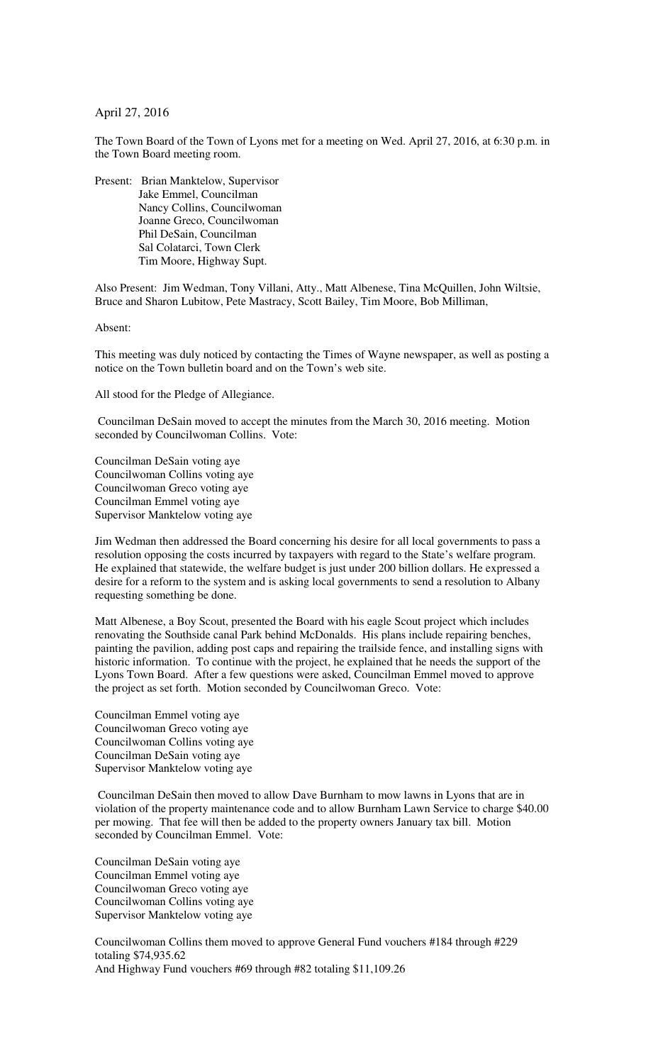April 27, 2016

The Town Board of the Town of Lyons met for a meeting on Wed. April 27, 2016, at 6:30 p.m. in the Town Board meeting room.

Present: Brian Manktelow, Supervisor
Jake Emmel, Councilman
Nancy Collins, Councilwoman
Joanne Greco, Councilwoman
Phil DeSain, Councilman
Sal Colatarci, Town Clerk
Tim Moore, Highway Supt.

Also Present: Jim Wedman, Tony Villani, Atty., Matt Albenese, Tina McQuillen, John Wiltsie, Bruce and Sharon Lubitow, Pete Mastracy, Scott Bailey, Tim Moore, Bob Milliman,

Absent:

This meeting was duly noticed by contacting the Times of Wayne newspaper, as well as posting a notice on the Town bulletin board and on the Town's web site.

All stood for the Pledge of Allegiance.

Councilman DeSain moved to accept the minutes from the March 30, 2016 meeting. Motion seconded by Councilwoman Collins. Vote:

Councilman DeSain voting aye
Councilwoman Collins voting aye
Councilwoman Greco voting aye
Councilman Emmel voting aye
Supervisor Manktelow voting aye

Jim Wedman then addressed the Board concerning his desire for all local governments to pass a resolution opposing the costs incurred by taxpayers with regard to the State's welfare program. He explained that statewide, the welfare budget is just under 200 billion dollars. He expressed a desire for a reform to the system and is asking local governments to send a resolution to Albany requesting something be done.

Matt Albenese, a Boy Scout, presented the Board with his eagle Scout project which includes renovating the Southside canal Park behind McDonalds. His plans include repairing benches, painting the pavilion, adding post caps and repairing the trailside fence, and installing signs with historic information. To continue with the project, he explained that he needs the support of the Lyons Town Board. After a few questions were asked, Councilman Emmel moved to approve the project as set forth. Motion seconded by Councilwoman Greco. Vote:

Councilman Emmel voting aye
Councilwoman Greco voting aye
Councilwoman Collins voting aye
Councilman DeSain voting aye
Supervisor Manktelow voting aye

Councilman DeSain then moved to allow Dave Burnham to mow lawns in Lyons that are in violation of the property maintenance code and to allow Burnham Lawn Service to charge $40.00 per mowing. That fee will then be added to the property owners January tax bill. Motion seconded by Councilman Emmel. Vote:

Councilman DeSain voting aye
Councilman Emmel voting aye
Councilwoman Greco voting aye
Councilwoman Collins voting aye
Supervisor Manktelow voting aye

Councilwoman Collins them moved to approve General Fund vouchers #184 through #229 totaling $74,935.62
And Highway Fund vouchers #69 through #82 totaling $11,109.26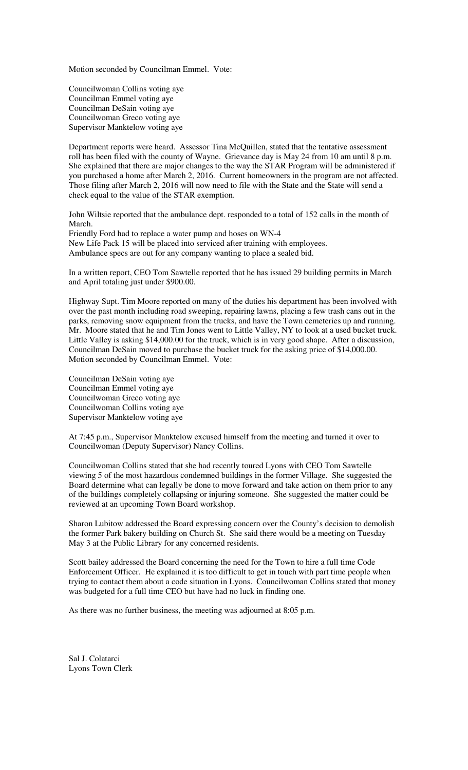Motion seconded by Councilman Emmel. Vote:

Councilwoman Collins voting aye
Councilman Emmel voting aye
Councilman DeSain voting aye
Councilwoman Greco voting aye
Supervisor Manktelow voting aye

Department reports were heard. Assessor Tina McQuillen, stated that the tentative assessment roll has been filed with the county of Wayne. Grievance day is May 24 from 10 am until 8 p.m. She explained that there are major changes to the way the STAR Program will be administered if you purchased a home after March 2, 2016. Current homeowners in the program are not affected. Those filing after March 2, 2016 will now need to file with the State and the State will send a check equal to the value of the STAR exemption.

John Wiltsie reported that the ambulance dept. responded to a total of 152 calls in the month of March.
Friendly Ford had to replace a water pump and hoses on WN-4
New Life Pack 15 will be placed into serviced after training with employees.
Ambulance specs are out for any company wanting to place a sealed bid.

In a written report, CEO Tom Sawtelle reported that he has issued 29 building permits in March and April totaling just under $900.00.

Highway Supt. Tim Moore reported on many of the duties his department has been involved with over the past month including road sweeping, repairing lawns, placing a few trash cans out in the parks, removing snow equipment from the trucks, and have the Town cemeteries up and running. Mr. Moore stated that he and Tim Jones went to Little Valley, NY to look at a used bucket truck. Little Valley is asking $14,000.00 for the truck, which is in very good shape. After a discussion, Councilman DeSain moved to purchase the bucket truck for the asking price of $14,000.00. Motion seconded by Councilman Emmel. Vote:

Councilman DeSain voting aye
Councilman Emmel voting aye
Councilwoman Greco voting aye
Councilwoman Collins voting aye
Supervisor Manktelow voting aye

At 7:45 p.m., Supervisor Manktelow excused himself from the meeting and turned it over to Councilwoman (Deputy Supervisor) Nancy Collins.

Councilwoman Collins stated that she had recently toured Lyons with CEO Tom Sawtelle viewing 5 of the most hazardous condemned buildings in the former Village. She suggested the Board determine what can legally be done to move forward and take action on them prior to any of the buildings completely collapsing or injuring someone. She suggested the matter could be reviewed at an upcoming Town Board workshop.

Sharon Lubitow addressed the Board expressing concern over the County's decision to demolish the former Park bakery building on Church St. She said there would be a meeting on Tuesday May 3 at the Public Library for any concerned residents.

Scott bailey addressed the Board concerning the need for the Town to hire a full time Code Enforcement Officer. He explained it is too difficult to get in touch with part time people when trying to contact them about a code situation in Lyons. Councilwoman Collins stated that money was budgeted for a full time CEO but have had no luck in finding one.

As there was no further business, the meeting was adjourned at 8:05 p.m.

Sal J. Colatarci
Lyons Town Clerk